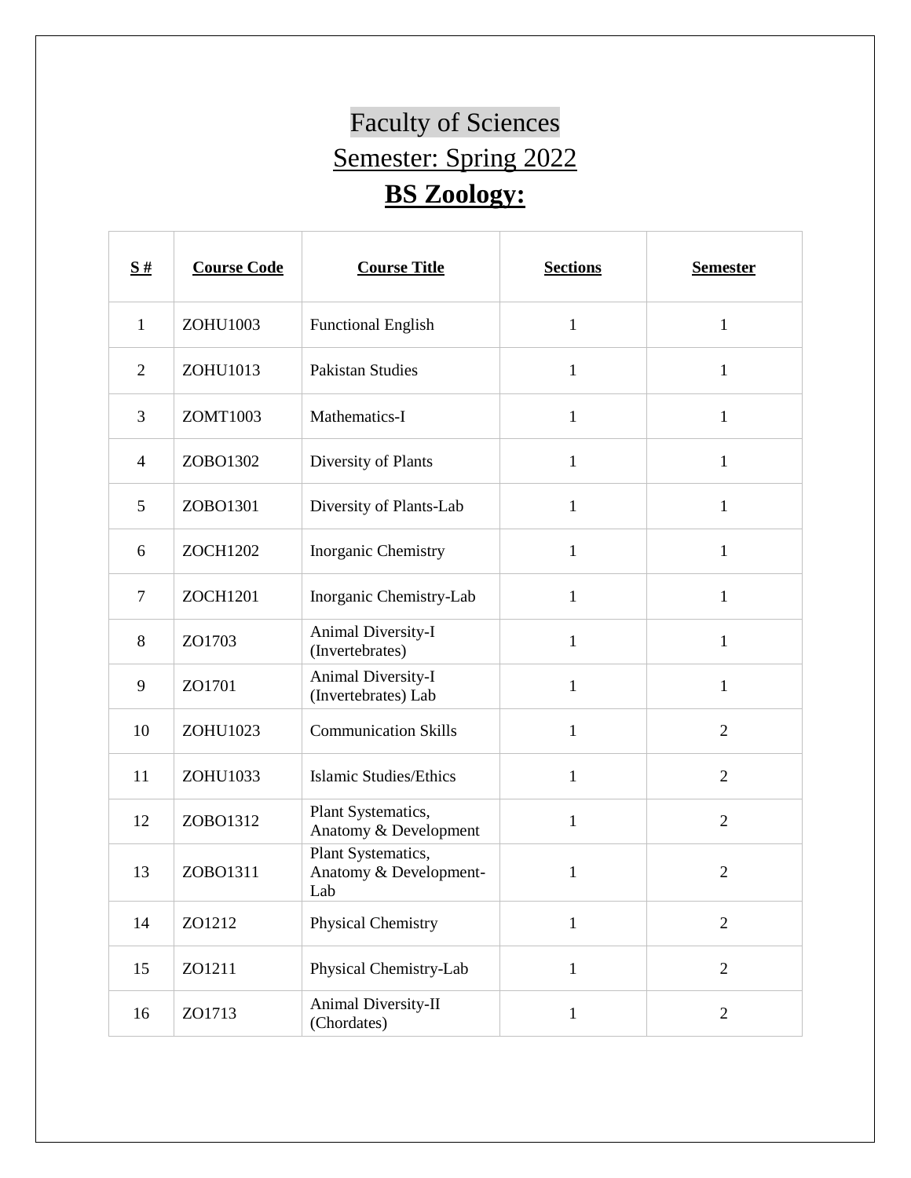# Faculty of Sciences

## Semester: Spring 2022

## BS Zoology:

| S # | Course Code | Course Title | Sections | Semester |
|---|---|---|---|---|
| 1 | ZOHU1003 | Functional English | 1 | 1 |
| 2 | ZOHU1013 | Pakistan Studies | 1 | 1 |
| 3 | ZOMT1003 | Mathematics-I | 1 | 1 |
| 4 | ZOBO1302 | Diversity of Plants | 1 | 1 |
| 5 | ZOBO1301 | Diversity of Plants-Lab | 1 | 1 |
| 6 | ZOCH1202 | Inorganic Chemistry | 1 | 1 |
| 7 | ZOCH1201 | Inorganic Chemistry-Lab | 1 | 1 |
| 8 | ZO1703 | Animal Diversity-I (Invertebrates) | 1 | 1 |
| 9 | ZO1701 | Animal Diversity-I (Invertebrates) Lab | 1 | 1 |
| 10 | ZOHU1023 | Communication Skills | 1 | 2 |
| 11 | ZOHU1033 | Islamic Studies/Ethics | 1 | 2 |
| 12 | ZOBO1312 | Plant Systematics, Anatomy & Development | 1 | 2 |
| 13 | ZOBO1311 | Plant Systematics, Anatomy & Development-Lab | 1 | 2 |
| 14 | ZO1212 | Physical Chemistry | 1 | 2 |
| 15 | ZO1211 | Physical Chemistry-Lab | 1 | 2 |
| 16 | ZO1713 | Animal Diversity-II (Chordates) | 1 | 2 |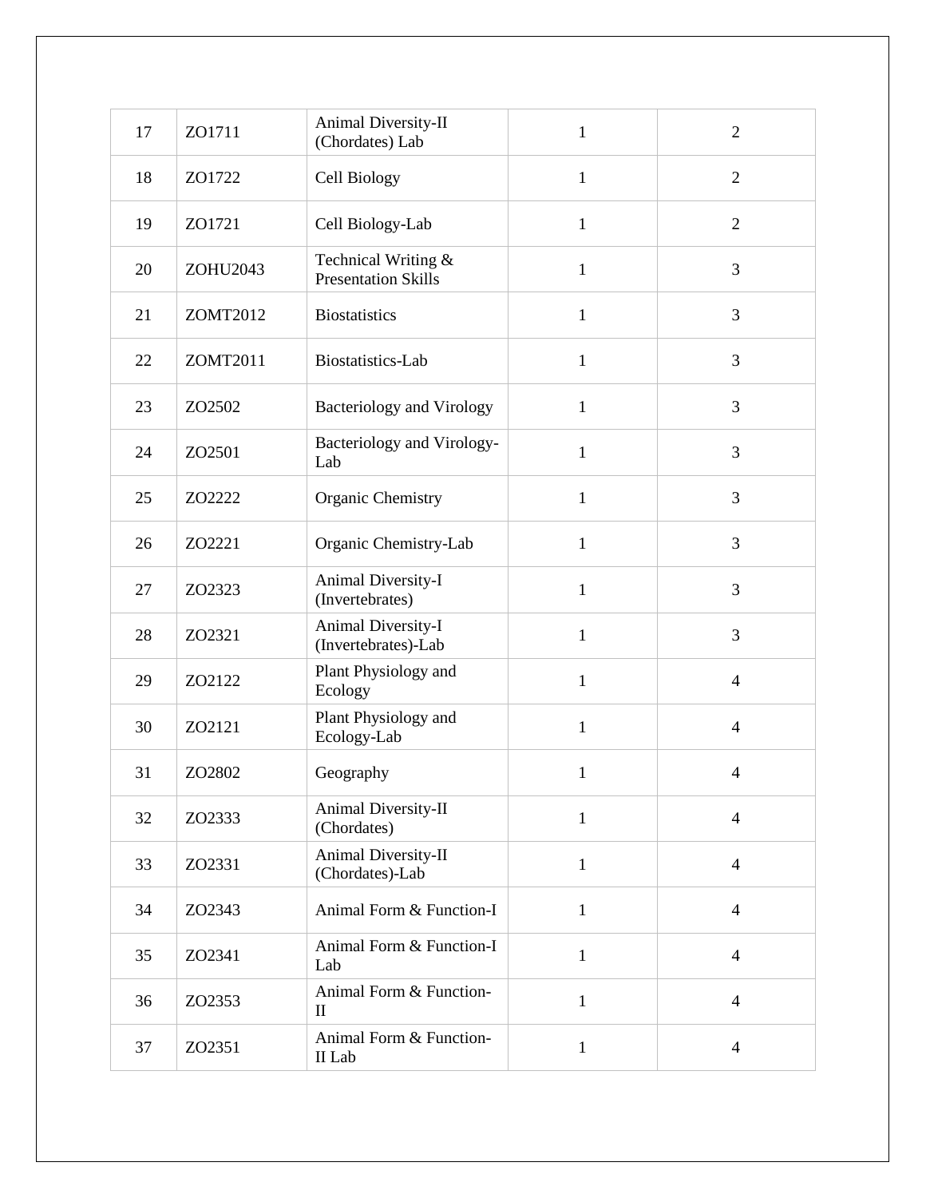| 17 | ZO1711 | Animal Diversity-II (Chordates) Lab | 1 | 2 |
|---|---|---|---|---|
| 18 | ZO1722 | Cell Biology | 1 | 2 |
| 19 | ZO1721 | Cell Biology-Lab | 1 | 2 |
| 20 | ZOHU2043 | Technical Writing & Presentation Skills | 1 | 3 |
| 21 | ZOMT2012 | Biostatistics | 1 | 3 |
| 22 | ZOMT2011 | Biostatistics-Lab | 1 | 3 |
| 23 | ZO2502 | Bacteriology and Virology | 1 | 3 |
| 24 | ZO2501 | Bacteriology and Virology-Lab | 1 | 3 |
| 25 | ZO2222 | Organic Chemistry | 1 | 3 |
| 26 | ZO2221 | Organic Chemistry-Lab | 1 | 3 |
| 27 | ZO2323 | Animal Diversity-I (Invertebrates) | 1 | 3 |
| 28 | ZO2321 | Animal Diversity-I (Invertebrates)-Lab | 1 | 3 |
| 29 | ZO2122 | Plant Physiology and Ecology | 1 | 4 |
| 30 | ZO2121 | Plant Physiology and Ecology-Lab | 1 | 4 |
| 31 | ZO2802 | Geography | 1 | 4 |
| 32 | ZO2333 | Animal Diversity-II (Chordates) | 1 | 4 |
| 33 | ZO2331 | Animal Diversity-II (Chordates)-Lab | 1 | 4 |
| 34 | ZO2343 | Animal Form & Function-I | 1 | 4 |
| 35 | ZO2341 | Animal Form & Function-I Lab | 1 | 4 |
| 36 | ZO2353 | Animal Form & Function-II | 1 | 4 |
| 37 | ZO2351 | Animal Form & Function-II Lab | 1 | 4 |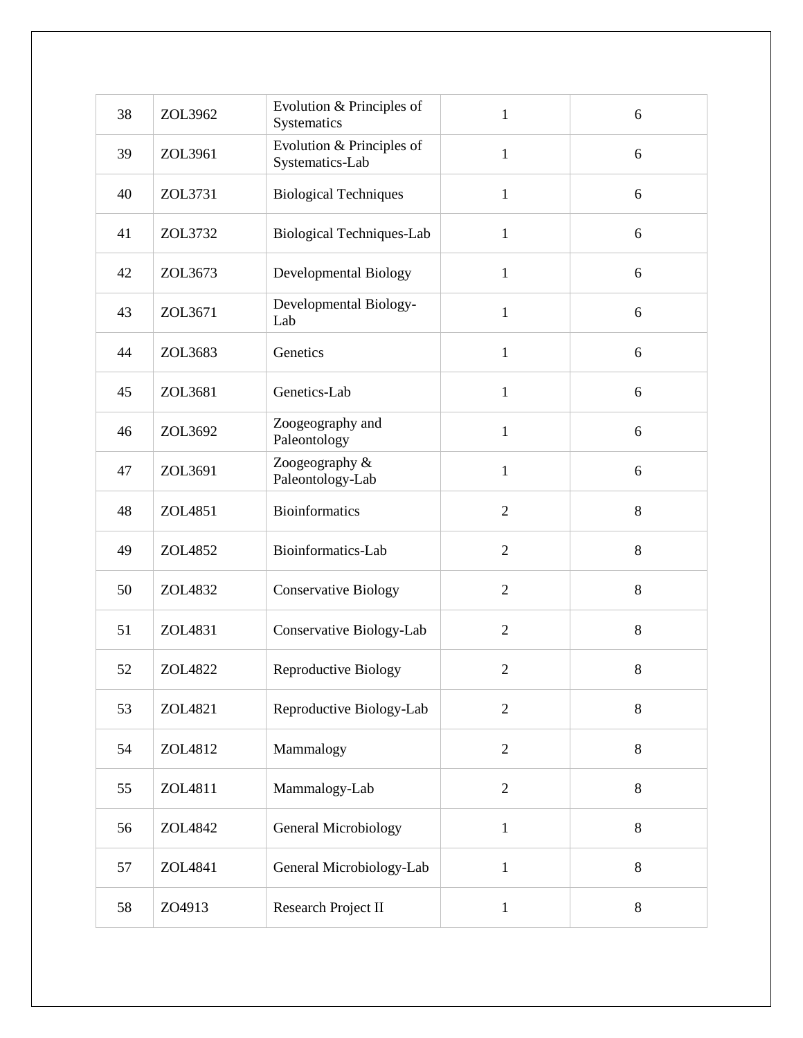| 38 | ZOL3962 | Evolution & Principles of Systematics | 1 | 6 |
|---|---|---|---|---|
| 39 | ZOL3961 | Evolution & Principles of Systematics-Lab | 1 | 6 |
| 40 | ZOL3731 | Biological Techniques | 1 | 6 |
| 41 | ZOL3732 | Biological Techniques-Lab | 1 | 6 |
| 42 | ZOL3673 | Developmental Biology | 1 | 6 |
| 43 | ZOL3671 | Developmental Biology-Lab | 1 | 6 |
| 44 | ZOL3683 | Genetics | 1 | 6 |
| 45 | ZOL3681 | Genetics-Lab | 1 | 6 |
| 46 | ZOL3692 | Zoogeography and Paleontology | 1 | 6 |
| 47 | ZOL3691 | Zoogeography & Paleontology-Lab | 1 | 6 |
| 48 | ZOL4851 | Bioinformatics | 2 | 8 |
| 49 | ZOL4852 | Bioinformatics-Lab | 2 | 8 |
| 50 | ZOL4832 | Conservative Biology | 2 | 8 |
| 51 | ZOL4831 | Conservative Biology-Lab | 2 | 8 |
| 52 | ZOL4822 | Reproductive Biology | 2 | 8 |
| 53 | ZOL4821 | Reproductive Biology-Lab | 2 | 8 |
| 54 | ZOL4812 | Mammalogy | 2 | 8 |
| 55 | ZOL4811 | Mammalogy-Lab | 2 | 8 |
| 56 | ZOL4842 | General Microbiology | 1 | 8 |
| 57 | ZOL4841 | General Microbiology-Lab | 1 | 8 |
| 58 | ZO4913 | Research Project II | 1 | 8 |